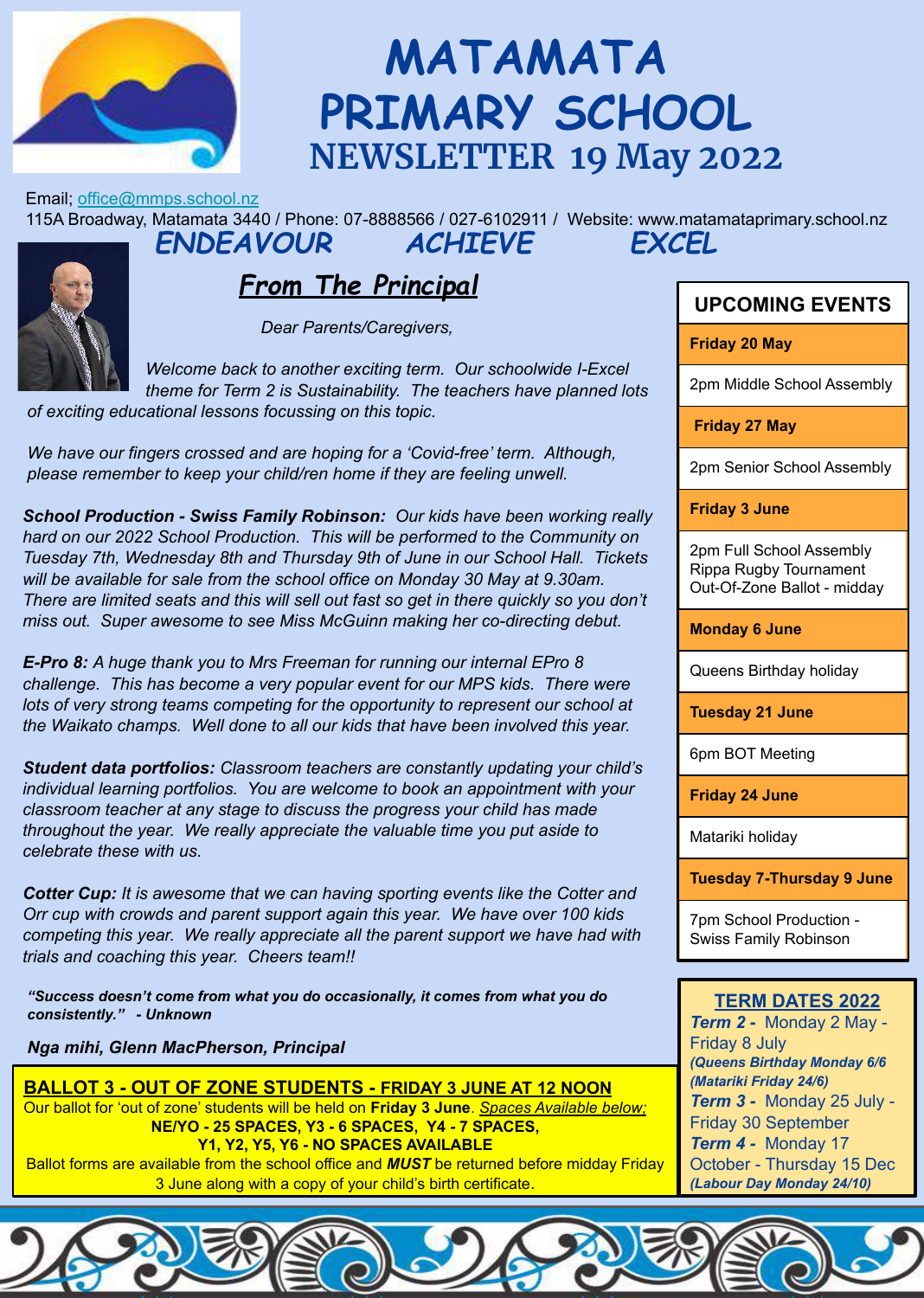# MATAMATA PRIMARY SCHOOL

## NEWSLETTER 19 May 2022

Email; office@mmps.school.nz

115A Broadway, Matamata 3440 / Phone: 07-8888566 / 027-6102911 / Website: www.matamataprimary.school.nz

**ENDEAVOUR ACHIEVE EXCEL**

## From The Principal

*Dear Parents/Caregivers,*

*Welcome back to another exciting term. Our schoolwide I-Excel theme for Term 2 is Sustainability. The teachers have planned lots of exciting educational lessons focussing on this topic.*

*We have our fingers crossed and are hoping for a 'Covid-free' term. Although, please remember to keep your child/ren home if they are feeling unwell.*

***School Production - Swiss Family Robinson:*** *Our kids have been working really hard on our 2022 School Production. This will be performed to the Community on Tuesday 7th, Wednesday 8th and Thursday 9th of June in our School Hall. Tickets will be available for sale from the school office on Monday 30 May at 9.30am. There are limited seats and this will sell out fast so get in there quickly so you don't miss out. Super awesome to see Miss McGuinn making her co-directing debut.*

***E-Pro 8:*** *A huge thank you to Mrs Freeman for running our internal EPro 8 challenge. This has become a very popular event for our MPS kids. There were lots of very strong teams competing for the opportunity to represent our school at the Waikato champs. Well done to all our kids that have been involved this year.*

***Student data portfolios:*** *Classroom teachers are constantly updating your child's individual learning portfolios. You are welcome to book an appointment with your classroom teacher at any stage to discuss the progress your child has made throughout the year. We really appreciate the valuable time you put aside to celebrate these with us.*

***Cotter Cup:*** *It is awesome that we can having sporting events like the Cotter and Orr cup with crowds and parent support again this year. We have over 100 kids competing this year. We really appreciate all the parent support we have had with trials and coaching this year. Cheers team!!*

***"Success doesn't come from what you do occasionally, it comes from what you do consistently." - Unknown***

***Nga mihi, Glenn MacPherson, Principal***

## UPCOMING EVENTS

| Date | Event |
|---|---|
| **Friday 20 May** | 2pm Middle School Assembly |
| **Friday 27 May** | 2pm Senior School Assembly |
| **Friday 3 June** | 2pm Full School Assembly<br>Rippa Rugby Tournament<br>Out-Of-Zone Ballot - midday |
| **Monday 6 June** | Queens Birthday holiday |
| **Tuesday 21 June** | 6pm BOT Meeting |
| **Friday 24 June** | Matariki holiday |
| **Tuesday 7-Thursday 9 June** | 7pm School Production - Swiss Family Robinson |

## BALLOT 3 - OUT OF ZONE STUDENTS - FRIDAY 3 JUNE AT 12 NOON

Our ballot for 'out of zone' students will be held on **Friday 3 June**. *Spaces Available below;*

**NE/YO - 25 SPACES, Y3 - 6 SPACES, Y4 - 7 SPACES,**
**Y1, Y2, Y5, Y6 - NO SPACES AVAILABLE**

Ballot forms are available from the school office and ***MUST*** be returned before midday Friday 3 June along with a copy of your child's birth certificate.

## TERM DATES 2022

***Term 2 -*** Monday 2 May - Friday 8 July
***(Queens Birthday Monday 6/6***
***(Matariki Friday 24/6)***
***Term 3 -*** Monday 25 July - Friday 30 September
***Term 4 -*** Monday 17 October - Thursday 15 Dec
***(Labour Day Monday 24/10)***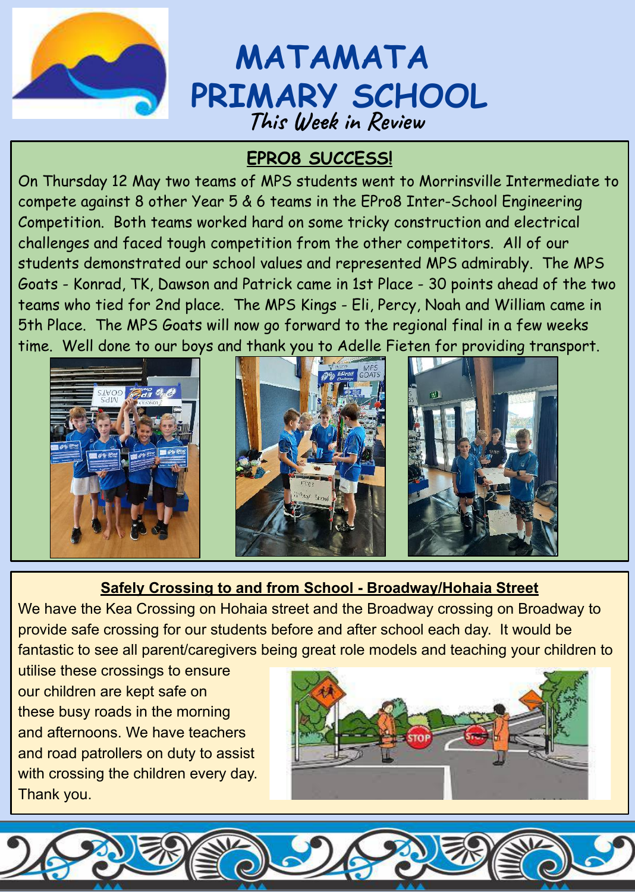# MATAMATA PRIMARY SCHOOL

*This Week in Review*

## EPRO8 SUCCESS!

On Thursday 12 May two teams of MPS students went to Morrinsville Intermediate to compete against 8 other Year 5 & 6 teams in the EPro8 Inter-School Engineering Competition. Both teams worked hard on some tricky construction and electrical challenges and faced tough competition from the other competitors. All of our students demonstrated our school values and represented MPS admirably. The MPS Goats - Konrad, TK, Dawson and Patrick came in 1st Place - 30 points ahead of the two teams who tied for 2nd place. The MPS Kings - Eli, Percy, Noah and William came in 5th Place. The MPS Goats will now go forward to the regional final in a few weeks time. Well done to our boys and thank you to Adelle Fieten for providing transport.

## Safely Crossing to and from School - Broadway/Hohaia Street

We have the Kea Crossing on Hohaia street and the Broadway crossing on Broadway to provide safe crossing for our students before and after school each day. It would be fantastic to see all parent/caregivers being great role models and teaching your children to utilise these crossings to ensure our children are kept safe on these busy roads in the morning and afternoons. We have teachers and road patrollers on duty to assist with crossing the children every day. Thank you.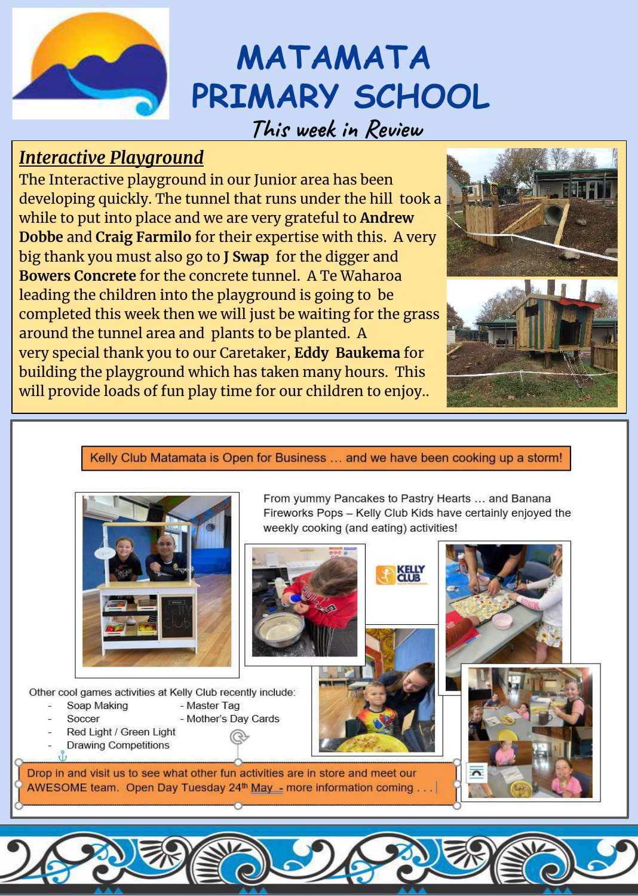# MATAMATA PRIMARY SCHOOL

*This week in Review*

## *Interactive Playground*

The Interactive playground in our Junior area has been developing quickly. The tunnel that runs under the hill took a while to put into place and we are very grateful to **Andrew Dobbe** and **Craig Farmilo** for their expertise with this. A very big thank you must also go to **J Swap** for the digger and **Bowers Concrete** for the concrete tunnel. A Te Waharoa leading the children into the playground is going to be completed this week then we will just be waiting for the grass around the tunnel area and plants to be planted. A very special thank you to our Caretaker, **Eddy Baukema** for building the playground which has taken many hours. This will provide loads of fun play time for our children to enjoy..

## Kelly Club Matamata is Open for Business … and we have been cooking up a storm!

From yummy Pancakes to Pastry Hearts … and Banana Fireworks Pops – Kelly Club Kids have certainly enjoyed the weekly cooking (and eating) activities!

Other cool games activities at Kelly Club recently include:

- Soap Making
- Soccer
- Red Light / Green Light
- Drawing Competitions
- Master Tag
- Mother's Day Cards

Drop in and visit us to see what other fun activities are in store and meet our AWESOME team. Open Day Tuesday 24th May - more information coming . . .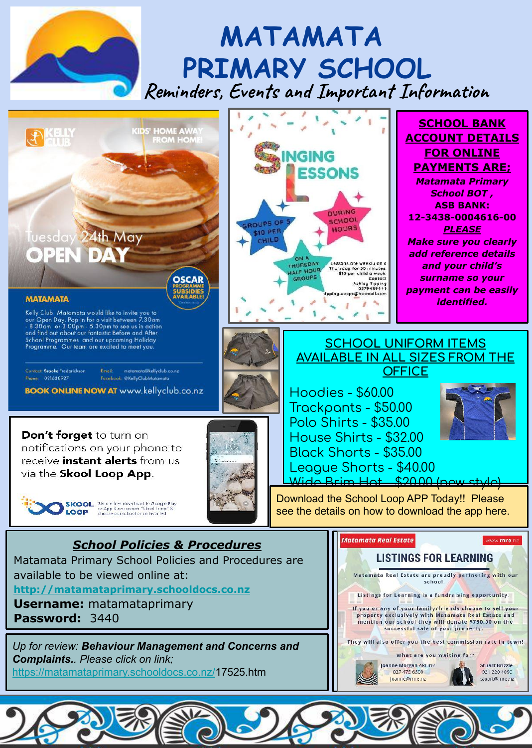# MATAMATA PRIMARY SCHOOL

*Reminders, Events and Important Information*

KELLY CLUB — KIDS' HOME AWAY FROM HOME!

Tuesday 24th May

**OPEN DAY**

OSCAR PROGRAMME SUBSIDIES AVAILABLE!

**MATAMATA**

Kelly Club Matamata would like to invite you to our Open Day. Pop in for a visit between 7.30am - 8.30am or 3.00pm - 5.30pm to see us in action and find out about our fantastic Before and After School Programmes and our upcoming Holiday Programme. Our team are excited to meet you.

Contact: Brooke Frederickson
Phone: 021638927
Email: matamata@kellyclub.co.nz
Facebook: @KellyClubMatamata

**BOOK ONLINE NOW AT** www.kellyclub.co.nz

## SINGING LESSONS

- GROUPS OF 5 $10 PER CHILD
- DURING SCHOOL HOURS
- ON A THURSDAY HALF HOUR GROUPS

Lessons are weekly on a Thursday for 30 minutes. $10 per child a week. Contact Ashley Tipping 0279489449 tipping.coops@hotmail.com

## SCHOOL BANK ACCOUNT DETAILS FOR ONLINE PAYMENTS ARE;

***Matamata Primary School BOT ,***
**ASB BANK:**
**12-3438-0004616-00**

***PLEASE***
***Make sure you clearly add reference details and your child's surname so your payment can be easily identified.***

## SCHOOL UNIFORM ITEMS AVAILABLE IN ALL SIZES FROM THE OFFICE

- Hoodies - $60.00
- Trackpants - $50.00
- Polo Shirts - $35.00
- House Shirts - $32.00
- Black Shorts - $35.00
- League Shorts - $40.00
- Wide Brim Hat - $20.00 (new style)

**Don't forget** to turn on notifications on your phone to receive **instant alerts** from us via the **Skool Loop App**.

SKOOL LOOP — Simple free download in Google Play or App Store search "Skool Loop" & choose our school once installed

Download the School Loop APP Today!! Please see the details on how to download the app here.

## *School Policies & Procedures*

Matamata Primary School Policies and Procedures are available to be viewed online at:
**http://matamataprimary.schooldocs.co.nz**
**Username:** matamataprimary
**Password:** 3440

*Up for review:* ***Behaviour Management and Concerns and Complaints***.*. Please click on link;*
https://matamataprimary.schooldocs.co.nz/17525.htm

*Matamata Real Estate* — www.mre.nz

## LISTINGS FOR LEARNING

Matamata Real Estate are proudly partnering with our school.

Listings for Learning is a fundraising opportunity.

If you or any of your family/friends choose to sell your property exclusively with Matamata Real Estate and mention our school they will donate $750.00 on the successful sale of your property.

They will also offer you the best commission rate in town!

What are you waiting for?

Joanne Morgan AREINZ
027 475 6609
joanne@mre.nz

Stuart Brizzle
021 220 4090
stuart@mre.nz